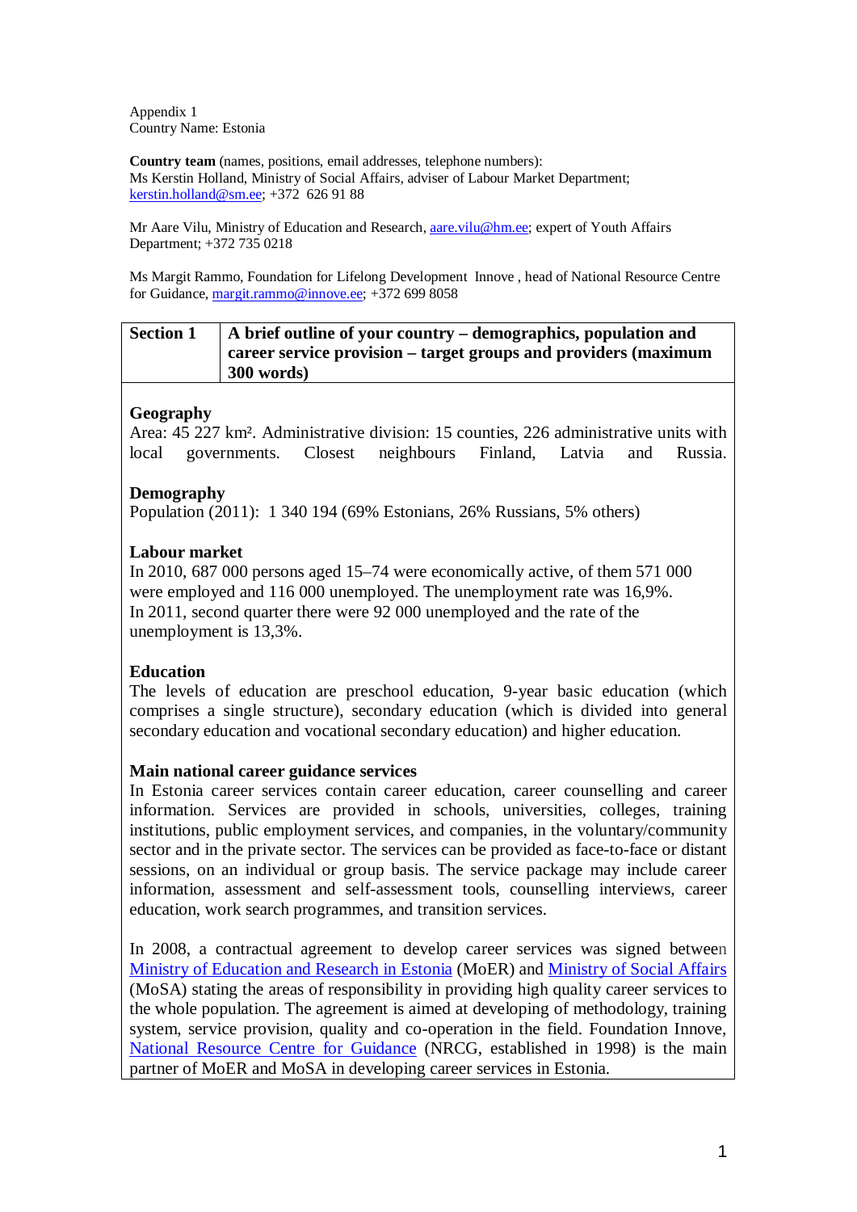Appendix 1
Country Name: Estonia

**Country team** (names, positions, email addresses, telephone numbers):
Ms Kerstin Holland, Ministry of Social Affairs, adviser of Labour Market Department; kerstin.holland@sm.ee; +372 626 91 88

Mr Aare Vilu, Ministry of Education and Research, aare.vilu@hm.ee; expert of Youth Affairs Department; +372 735 0218

Ms Margit Rammo, Foundation for Lifelong Development Innove , head of National Resource Centre for Guidance, margit.rammo@innove.ee; +372 699 8058

| **Section 1** | **A brief outline of your country – demographics, population and career service provision – target groups and providers (maximum 300 words)** |
|---|---|

**Geography**
Area: 45 227 km². Administrative division: 15 counties, 226 administrative units with local governments. Closest neighbours Finland, Latvia and Russia.

**Demography**
Population (2011): 1 340 194 (69% Estonians, 26% Russians, 5% others)

**Labour market**
In 2010, 687 000 persons aged 15–74 were economically active, of them 571 000 were employed and 116 000 unemployed. The unemployment rate was 16,9%.
In 2011, second quarter there were 92 000 unemployed and the rate of the unemployment is 13,3%.

**Education**
The levels of education are preschool education, 9-year basic education (which comprises a single structure), secondary education (which is divided into general secondary education and vocational secondary education) and higher education.

**Main national career guidance services**
In Estonia career services contain career education, career counselling and career information. Services are provided in schools, universities, colleges, training institutions, public employment services, and companies, in the voluntary/community sector and in the private sector. The services can be provided as face-to-face or distant sessions, on an individual or group basis. The service package may include career information, assessment and self-assessment tools, counselling interviews, career education, work search programmes, and transition services.

In 2008, a contractual agreement to develop career services was signed between Ministry of Education and Research in Estonia (MoER) and Ministry of Social Affairs (MoSA) stating the areas of responsibility in providing high quality career services to the whole population. The agreement is aimed at developing of methodology, training system, service provision, quality and co-operation in the field. Foundation Innove, National Resource Centre for Guidance (NRCG, established in 1998) is the main partner of MoER and MoSA in developing career services in Estonia.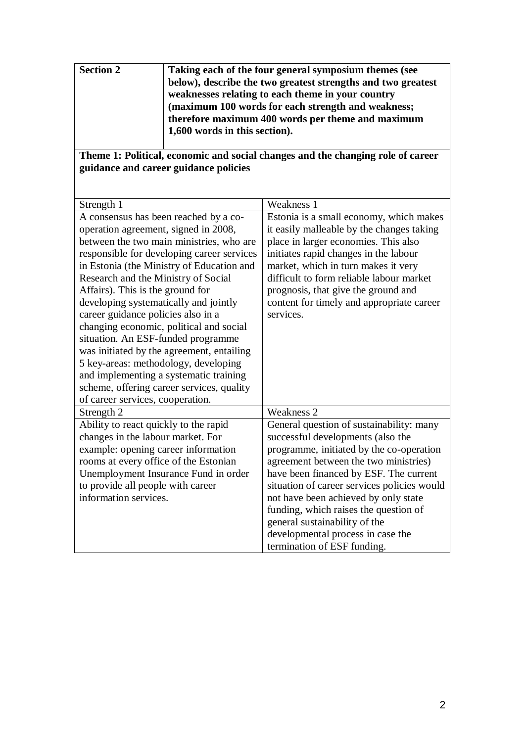| **Section 2** | **Taking each of the four general symposium themes (see below), describe the two greatest strengths and two greatest weaknesses relating to each theme in your country (maximum 100 words for each strength and weakness; therefore maximum 400 words per theme and maximum 1,600 words in this section).** |
|---|---|

**Theme 1: Political, economic and social changes and the changing role of career guidance and career guidance policies**

| Strength 1 | Weakness 1 |
|---|---|
| A consensus has been reached by a co-operation agreement, signed in 2008, between the two main ministries, who are responsible for developing career services in Estonia (the Ministry of Education and Research and the Ministry of Social Affairs). This is the ground for developing systematically and jointly career guidance policies also in a changing economic, political and social situation. An ESF-funded programme was initiated by the agreement, entailing 5 key-areas: methodology, developing and implementing a systematic training scheme, offering career services, quality of career services, cooperation. | Estonia is a small economy, which makes it easily malleable by the changes taking place in larger economies. This also initiates rapid changes in the labour market, which in turn makes it very difficult to form reliable labour market prognosis, that give the ground and content for timely and appropriate career services. |
| **Strength 2** | **Weakness 2** |
| Ability to react quickly to the rapid changes in the labour market. For example: opening career information rooms at every office of the Estonian Unemployment Insurance Fund in order to provide all people with career information services. | General question of sustainability: many successful developments (also the programme, initiated by the co-operation agreement between the two ministries) have been financed by ESF. The current situation of career services policies would not have been achieved by only state funding, which raises the question of general sustainability of the developmental process in case the termination of ESF funding. |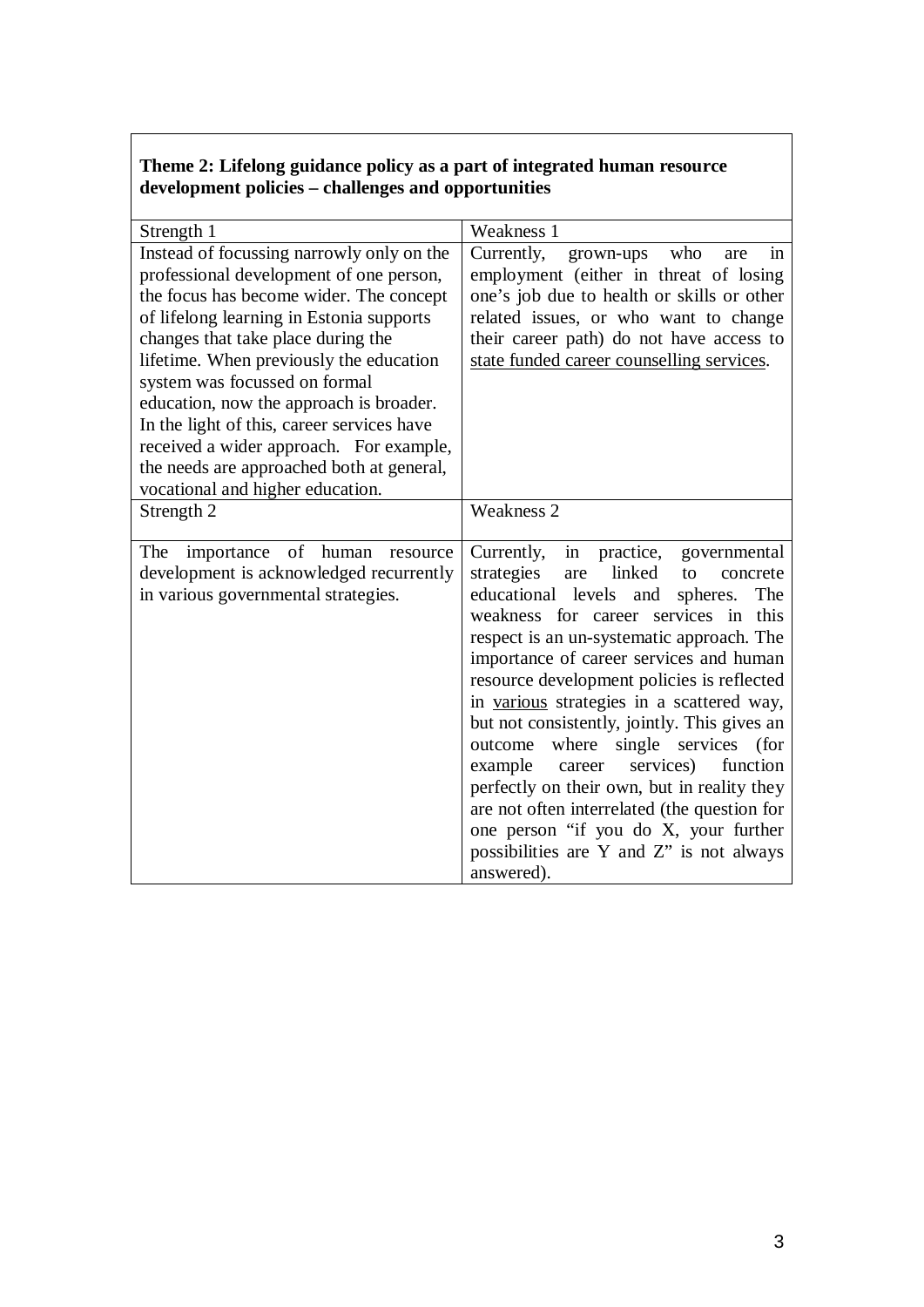**Theme 2: Lifelong guidance policy as a part of integrated human resource development policies – challenges and opportunities**

| Strength 1 | Weakness 1 |
|---|---|
| Instead of focussing narrowly only on the professional development of one person, the focus has become wider. The concept of lifelong learning in Estonia supports changes that take place during the lifetime. When previously the education system was focussed on formal education, now the approach is broader. In the light of this, career services have received a wider approach. For example, the needs are approached both at general, vocational and higher education. | Currently, grown-ups who are in employment (either in threat of losing one's job due to health or skills or other related issues, or who want to change their career path) do not have access to <u>state funded career counselling services</u>. |
| Strength 2 | Weakness 2 |
| The importance of human resource development is acknowledged recurrently in various governmental strategies. | Currently, in practice, governmental strategies are linked to concrete educational levels and spheres. The weakness for career services in this respect is an un-systematic approach. The importance of career services and human resource development policies is reflected in <u>various</u> strategies in a scattered way, but not consistently, jointly. This gives an outcome where single services (for example career services) function perfectly on their own, but in reality they are not often interrelated (the question for one person "if you do X, your further possibilities are Y and Z" is not always answered). |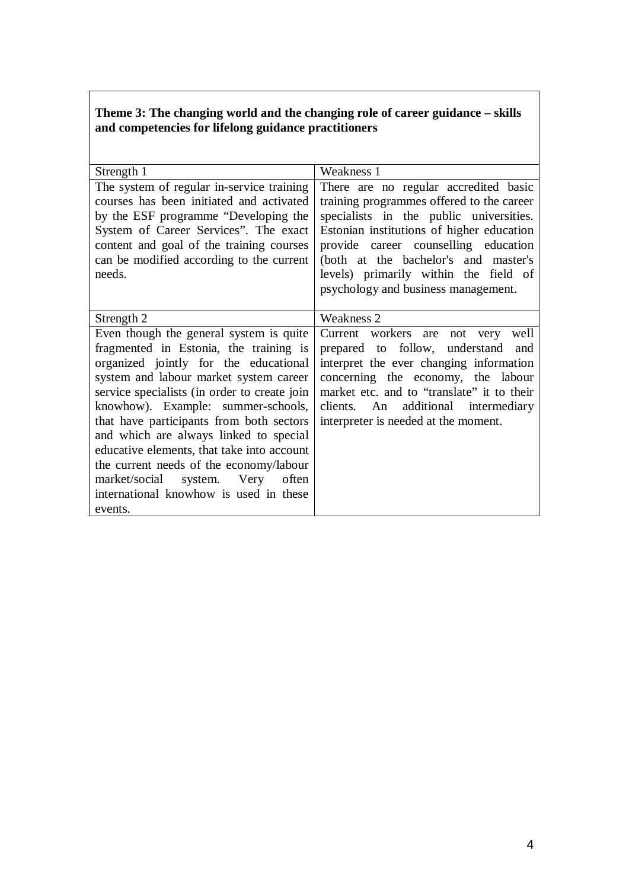**Theme 3: The changing world and the changing role of career guidance – skills and competencies for lifelong guidance practitioners**

| Strength 1 | Weakness 1 |
|---|---|
| The system of regular in-service training courses has been initiated and activated by the ESF programme "Developing the System of Career Services". The exact content and goal of the training courses can be modified according to the current needs. | There are no regular accredited basic training programmes offered to the career specialists in the public universities. Estonian institutions of higher education provide career counselling education (both at the bachelor's and master's levels) primarily within the field of psychology and business management. |
| **Strength 2** | **Weakness 2** |
| Even though the general system is quite fragmented in Estonia, the training is organized jointly for the educational system and labour market system career service specialists (in order to create join knowhow). Example: summer-schools, that have participants from both sectors and which are always linked to special educative elements, that take into account the current needs of the economy/labour market/social system. Very often international knowhow is used in these events. | Current workers are not very well prepared to follow, understand and interpret the ever changing information concerning the economy, the labour market etc. and to "translate" it to their clients. An additional intermediary interpreter is needed at the moment. |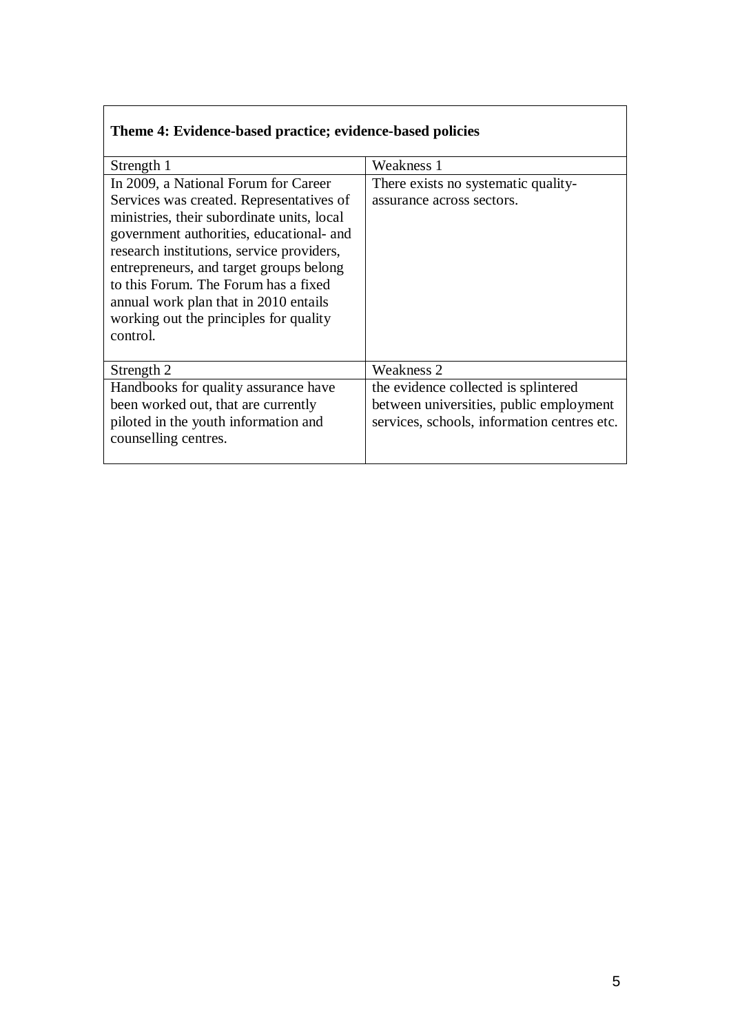| **Theme 4: Evidence-based practice; evidence-based policies** | |
|---|---|
| Strength 1 | Weakness 1 |
| In 2009, a National Forum for Career Services was created. Representatives of ministries, their subordinate units, local government authorities, educational- and research institutions, service providers, entrepreneurs, and target groups belong to this Forum. The Forum has a fixed annual work plan that in 2010 entails working out the principles for quality control. | There exists no systematic quality-assurance across sectors. |
| Strength 2 | Weakness 2 |
| Handbooks for quality assurance have been worked out, that are currently piloted in the youth information and counselling centres. | the evidence collected is splintered between universities, public employment services, schools, information centres etc. |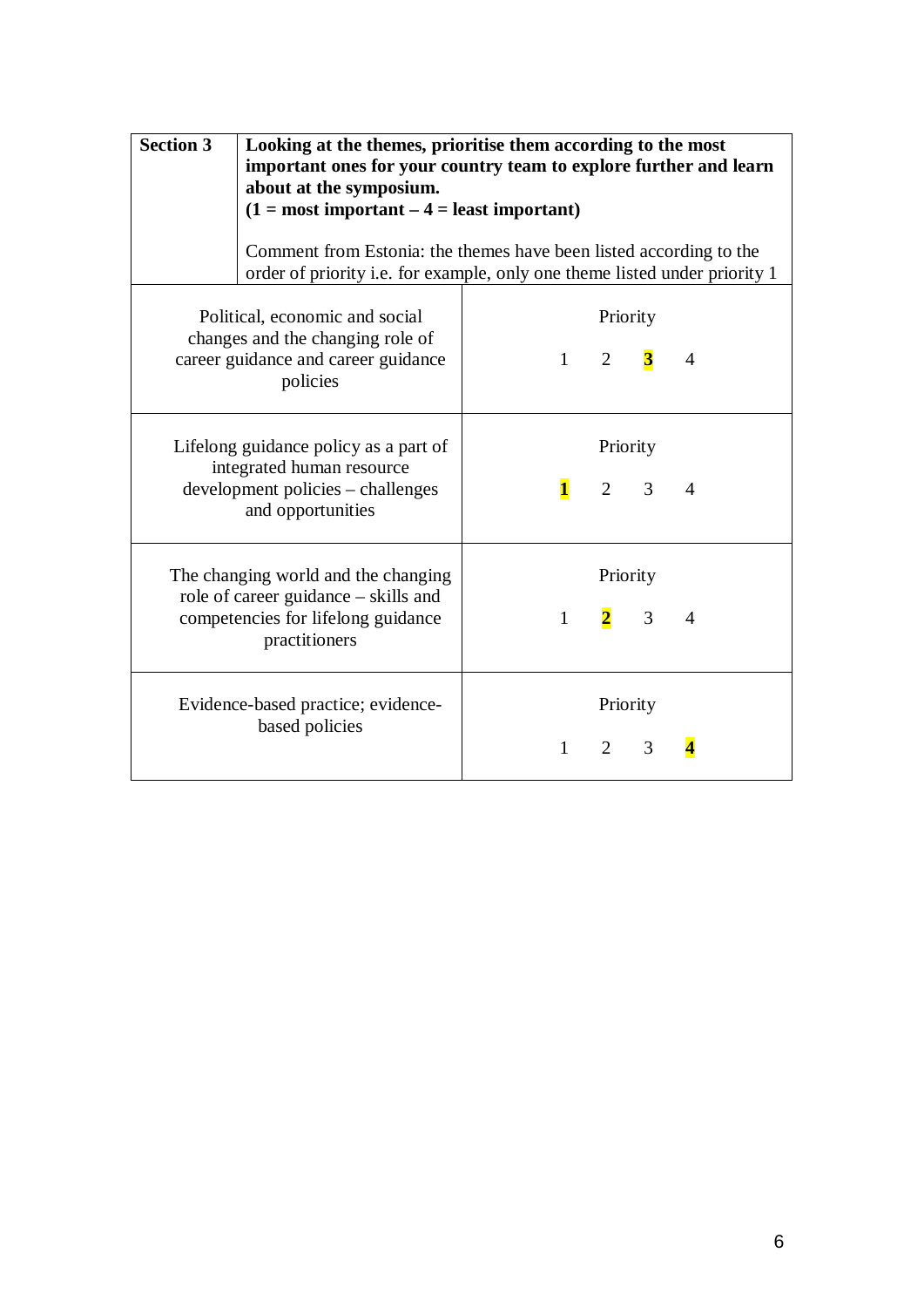| **Section 3** | **Looking at the themes, prioritise them according to the most important ones for your country team to explore further and learn about at the symposium.** **(1 = most important – 4 = least important)** Comment from Estonia: the themes have been listed according to the order of priority i.e. for example, only one theme listed under priority 1 |
|---|---|
| Political, economic and social changes and the changing role of career guidance and career guidance policies | Priority: 1 2 **3** 4 |
| Lifelong guidance policy as a part of integrated human resource development policies – challenges and opportunities | Priority: **1** 2 3 4 |
| The changing world and the changing role of career guidance – skills and competencies for lifelong guidance practitioners | Priority: 1 **2** 3 4 |
| Evidence-based practice; evidence-based policies | Priority: 1 2 3 **4** |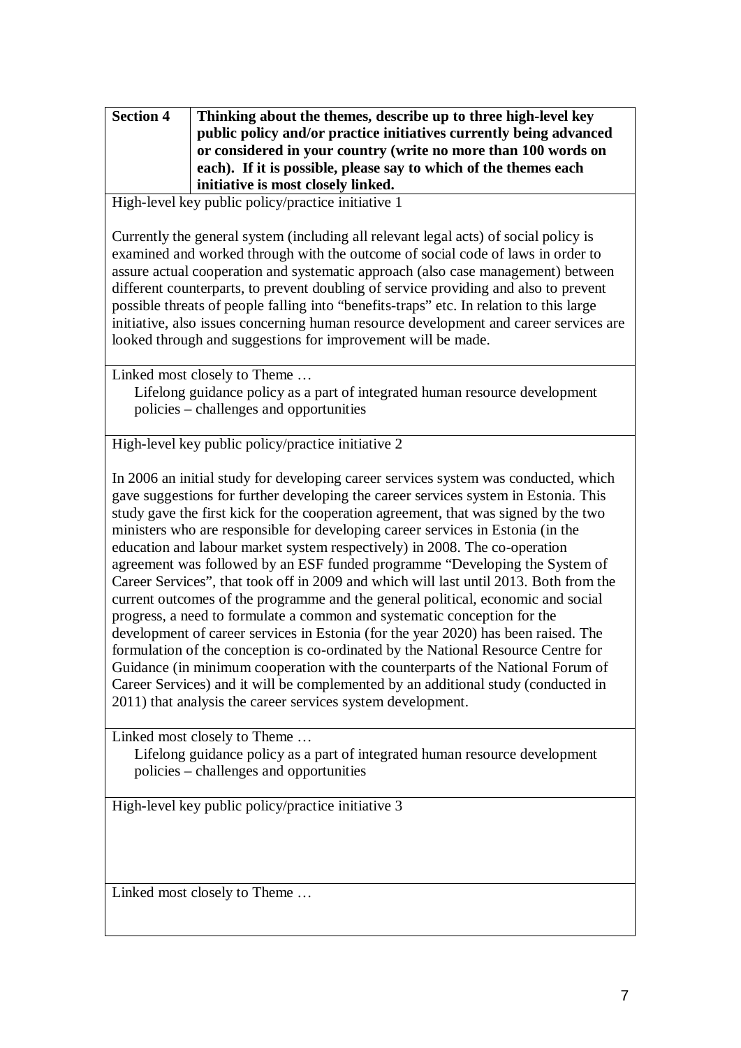| **Section 4** | **Thinking about the themes, describe up to three high-level key public policy and/or practice initiatives currently being advanced or considered in your country (write no more than 100 words on each). If it is possible, please say to which of the themes each initiative is most closely linked.** |
|---|---|

High-level key public policy/practice initiative 1

Currently the general system (including all relevant legal acts) of social policy is examined and worked through with the outcome of social code of laws in order to assure actual cooperation and systematic approach (also case management) between different counterparts, to prevent doubling of service providing and also to prevent possible threats of people falling into "benefits-traps" etc. In relation to this large initiative, also issues concerning human resource development and career services are looked through and suggestions for improvement will be made.

Linked most closely to Theme …

Lifelong guidance policy as a part of integrated human resource development policies – challenges and opportunities

High-level key public policy/practice initiative 2

In 2006 an initial study for developing career services system was conducted, which gave suggestions for further developing the career services system in Estonia. This study gave the first kick for the cooperation agreement, that was signed by the two ministers who are responsible for developing career services in Estonia (in the education and labour market system respectively) in 2008. The co-operation agreement was followed by an ESF funded programme "Developing the System of Career Services", that took off in 2009 and which will last until 2013. Both from the current outcomes of the programme and the general political, economic and social progress, a need to formulate a common and systematic conception for the development of career services in Estonia (for the year 2020) has been raised. The formulation of the conception is co-ordinated by the National Resource Centre for Guidance (in minimum cooperation with the counterparts of the National Forum of Career Services) and it will be complemented by an additional study (conducted in 2011) that analysis the career services system development.

Linked most closely to Theme …

Lifelong guidance policy as a part of integrated human resource development policies – challenges and opportunities

High-level key public policy/practice initiative 3

Linked most closely to Theme …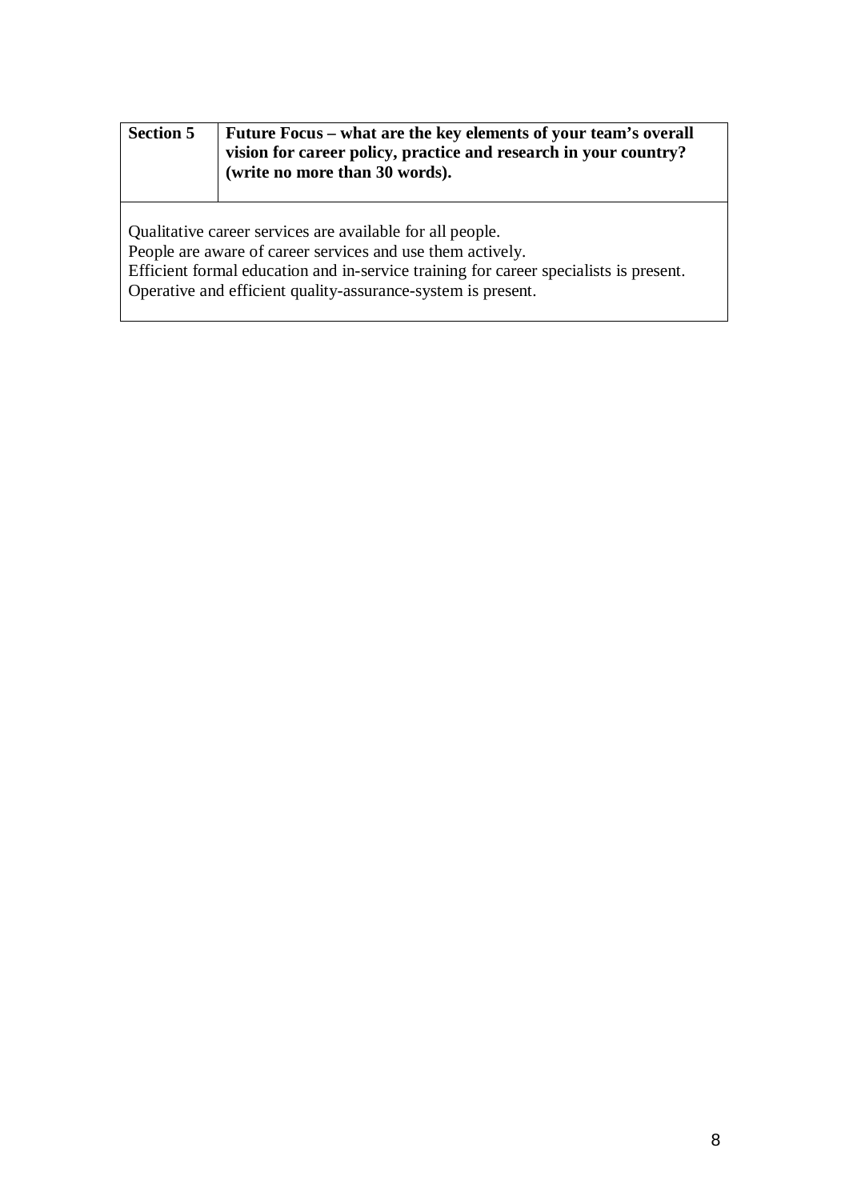| **Section 5** | **Future Focus – what are the key elements of your team's overall vision for career policy, practice and research in your country? (write no more than 30 words).** |
|---|---|

Qualitative career services are available for all people.
People are aware of career services and use them actively.
Efficient formal education and in-service training for career specialists is present.
Operative and efficient quality-assurance-system is present.